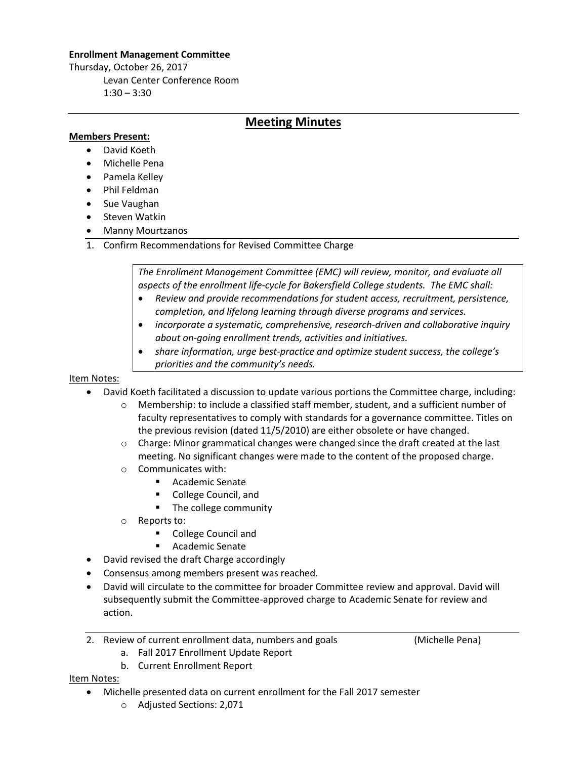**Enrollment Management Committee**

Thursday, October 26, 2017

Levan Center Conference Room

1:30 – 3:30

## Meeting Minutes

**Members Present:**

- David Koeth
- Michelle Pena
- Pamela Kelley
- Phil Feldman
- Sue Vaughan
- Steven Watkin
- Manny Mourtzanos

1. Confirm Recommendations for Revised Committee Charge

> *The Enrollment Management Committee (EMC) will review, monitor, and evaluate all aspects of the enrollment life-cycle for Bakersfield College students. The EMC shall:*
>
> - *Review and provide recommendations for student access, recruitment, persistence, completion, and lifelong learning through diverse programs and services.*
> - *incorporate a systematic, comprehensive, research-driven and collaborative inquiry about on-going enrollment trends, activities and initiatives.*
> - *share information, urge best-practice and optimize student success, the college's priorities and the community's needs.*

Item Notes:

- David Koeth facilitated a discussion to update various portions the Committee charge, including:
  - Membership: to include a classified staff member, student, and a sufficient number of faculty representatives to comply with standards for a governance committee. Titles on the previous revision (dated 11/5/2010) are either obsolete or have changed.
  - Charge: Minor grammatical changes were changed since the draft created at the last meeting. No significant changes were made to the content of the proposed charge.
  - Communicates with:
    - Academic Senate
    - College Council, and
    - The college community
  - Reports to:
    - College Council and
    - Academic Senate
- David revised the draft Charge accordingly
- Consensus among members present was reached.
- David will circulate to the committee for broader Committee review and approval. David will subsequently submit the Committee-approved charge to Academic Senate for review and action.

2. Review of current enrollment data, numbers and goals (Michelle Pena)
   a. Fall 2017 Enrollment Update Report
   b. Current Enrollment Report

Item Notes:

- Michelle presented data on current enrollment for the Fall 2017 semester
  - Adjusted Sections: 2,071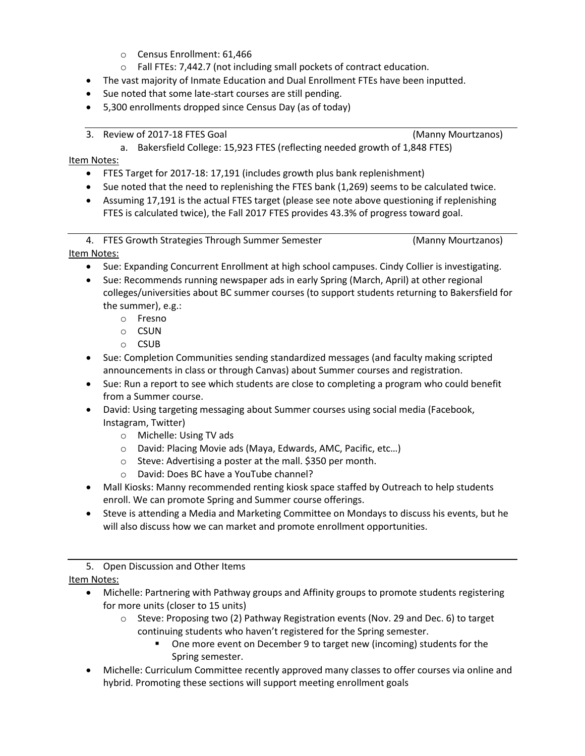- Census Enrollment: 61,466
    - Fall FTEs: 7,442.7 (not including small pockets of contract education.
- The vast majority of Inmate Education and Dual Enrollment FTEs have been inputted.
- Sue noted that some late-start courses are still pending.
- 5,300 enrollments dropped since Census Day (as of today)

---

3. Review of 2017-18 FTES Goal (Manny Mourtzanos)
    a. Bakersfield College: 15,923 FTES (reflecting needed growth of 1,848 FTES)

Item Notes:

- FTES Target for 2017-18: 17,191 (includes growth plus bank replenishment)
- Sue noted that the need to replenishing the FTES bank (1,269) seems to be calculated twice.
- Assuming 17,191 is the actual FTES target (please see note above questioning if replenishing FTES is calculated twice), the Fall 2017 FTES provides 43.3% of progress toward goal.

---

4. FTES Growth Strategies Through Summer Semester (Manny Mourtzanos)

Item Notes:

- Sue: Expanding Concurrent Enrollment at high school campuses. Cindy Collier is investigating.
- Sue: Recommends running newspaper ads in early Spring (March, April) at other regional colleges/universities about BC summer courses (to support students returning to Bakersfield for the summer), e.g.:
    - Fresno
    - CSUN
    - CSUB
- Sue: Completion Communities sending standardized messages (and faculty making scripted announcements in class or through Canvas) about Summer courses and registration.
- Sue: Run a report to see which students are close to completing a program who could benefit from a Summer course.
- David: Using targeting messaging about Summer courses using social media (Facebook, Instagram, Twitter)
    - Michelle: Using TV ads
    - David: Placing Movie ads (Maya, Edwards, AMC, Pacific, etc…)
    - Steve: Advertising a poster at the mall. $350 per month.
    - David: Does BC have a YouTube channel?
- Mall Kiosks: Manny recommended renting kiosk space staffed by Outreach to help students enroll. We can promote Spring and Summer course offerings.
- Steve is attending a Media and Marketing Committee on Mondays to discuss his events, but he will also discuss how we can market and promote enrollment opportunities.

---

5. Open Discussion and Other Items

Item Notes:

- Michelle: Partnering with Pathway groups and Affinity groups to promote students registering for more units (closer to 15 units)
    - Steve: Proposing two (2) Pathway Registration events (Nov. 29 and Dec. 6) to target continuing students who haven't registered for the Spring semester.
        - One more event on December 9 to target new (incoming) students for the Spring semester.
- Michelle: Curriculum Committee recently approved many classes to offer courses via online and hybrid. Promoting these sections will support meeting enrollment goals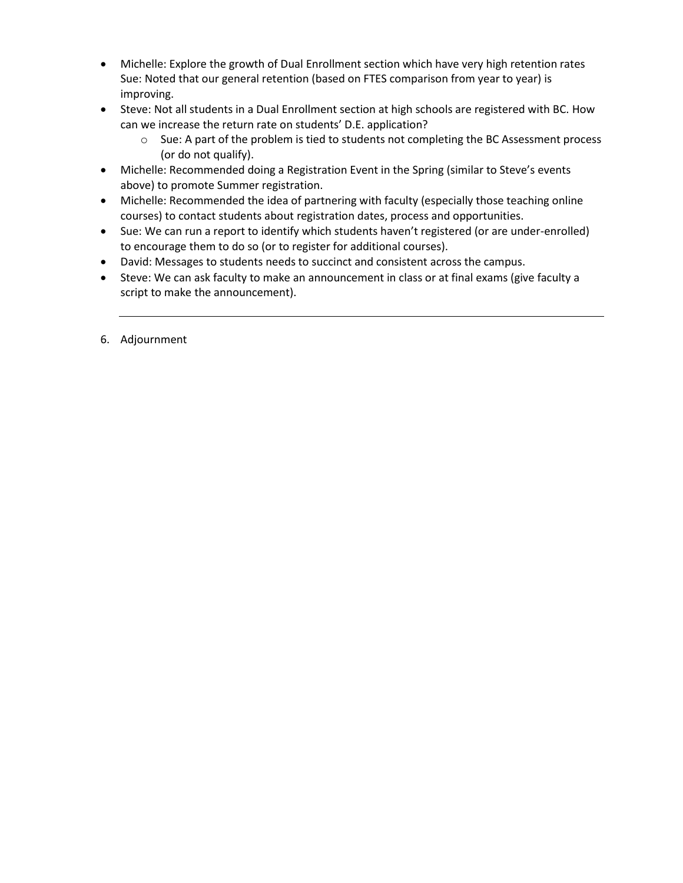- Michelle: Explore the growth of Dual Enrollment section which have very high retention rates Sue: Noted that our general retention (based on FTES comparison from year to year) is improving.
- Steve: Not all students in a Dual Enrollment section at high schools are registered with BC. How can we increase the return rate on students' D.E. application?
  - Sue: A part of the problem is tied to students not completing the BC Assessment process (or do not qualify).
- Michelle: Recommended doing a Registration Event in the Spring (similar to Steve's events above) to promote Summer registration.
- Michelle: Recommended the idea of partnering with faculty (especially those teaching online courses) to contact students about registration dates, process and opportunities.
- Sue: We can run a report to identify which students haven't registered (or are under-enrolled) to encourage them to do so (or to register for additional courses).
- David: Messages to students needs to succinct and consistent across the campus.
- Steve: We can ask faculty to make an announcement in class or at final exams (give faculty a script to make the announcement).

---

6. Adjournment